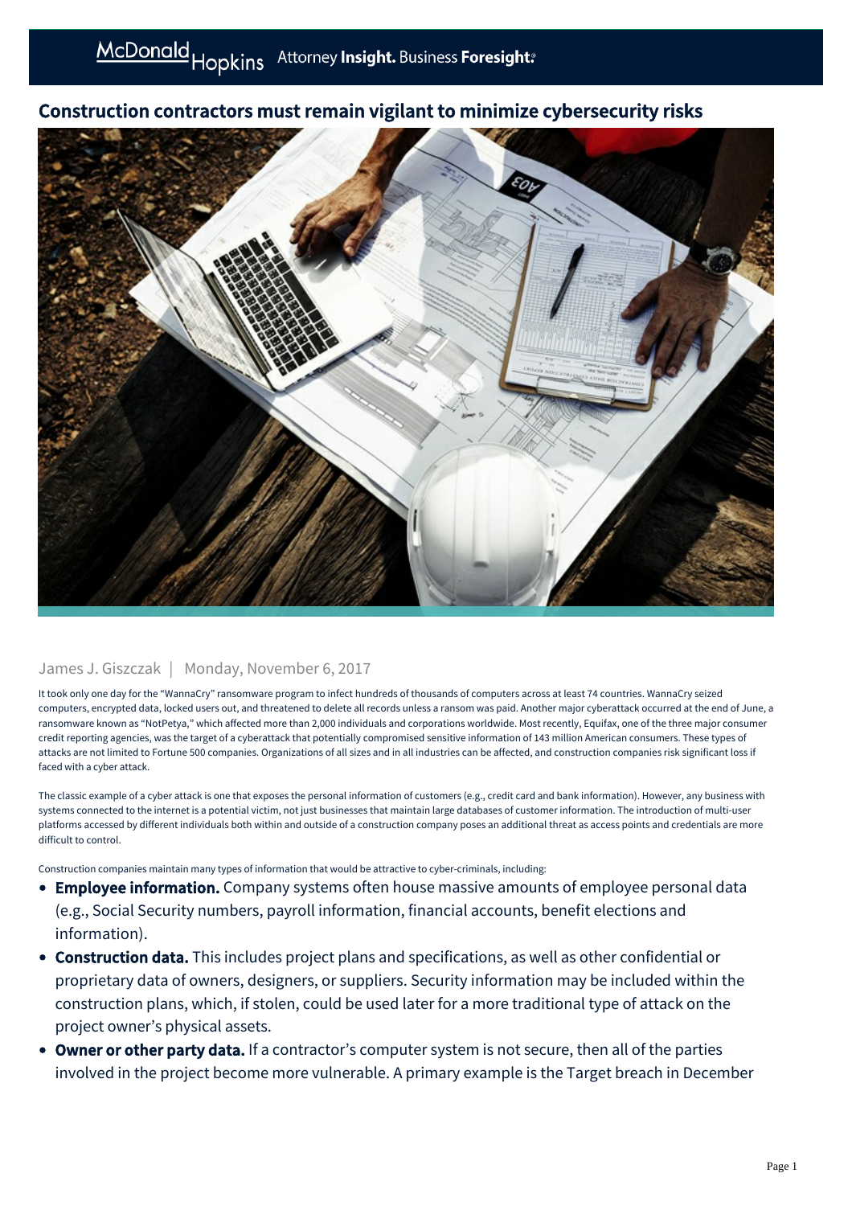# Construction contractors must remain vigilant to minimize cybersecurity risks

James J. Giszczak | Monday, November 6, 2017

It took only one day for the "WannaCry" ransomware program to infect hundreds of thousands of computers across at least 74 countries. WannaCry seized computers, encrypted data, locked users out, and threatened to delete all records unless a ransom was paid. Another major cyberattack occurred at the end of June, a ransomware known as "NotPetya," which affected more than 2,000 individuals and corporations worldwide. Most recently, Equifax, one of the three major consumer credit reporting agencies, was the target of a cyberattack that potentially compromised sensitive information of 143 million American consumers. These types of attacks are not limited to Fortune 500 companies. Organizations of all sizes and in all industries can be affected, and construction companies risk significant loss if faced with a cyber attack.

The classic example of a cyber attack is one that exposes the personal information of customers (e.g., credit card and bank information). However, any business with systems connected to the internet is a potential victim, not just businesses that maintain large databases of customer information. The introduction of multi-user platforms accessed by different individuals both within and outside of a construction company poses an additional threat as access points and credentials are more difficult to control.

Construction companies maintain many types of information that would be attractive to cyber-criminals, including:

- **Employee information.** Company systems often house massive amounts of employee personal data (e.g., Social Security numbers, payroll information, financial accounts, benefit elections and information).
- **Construction data.** This includes project plans and specifications, as well as other confidential or proprietary data of owners, designers, or suppliers. Security information may be included within the construction plans, which, if stolen, could be used later for a more traditional type of attack on the project owner's physical assets.
- **Owner or other party data.** If a contractor's computer system is not secure, then all of the parties involved in the project become more vulnerable. A primary example is the Target breach in December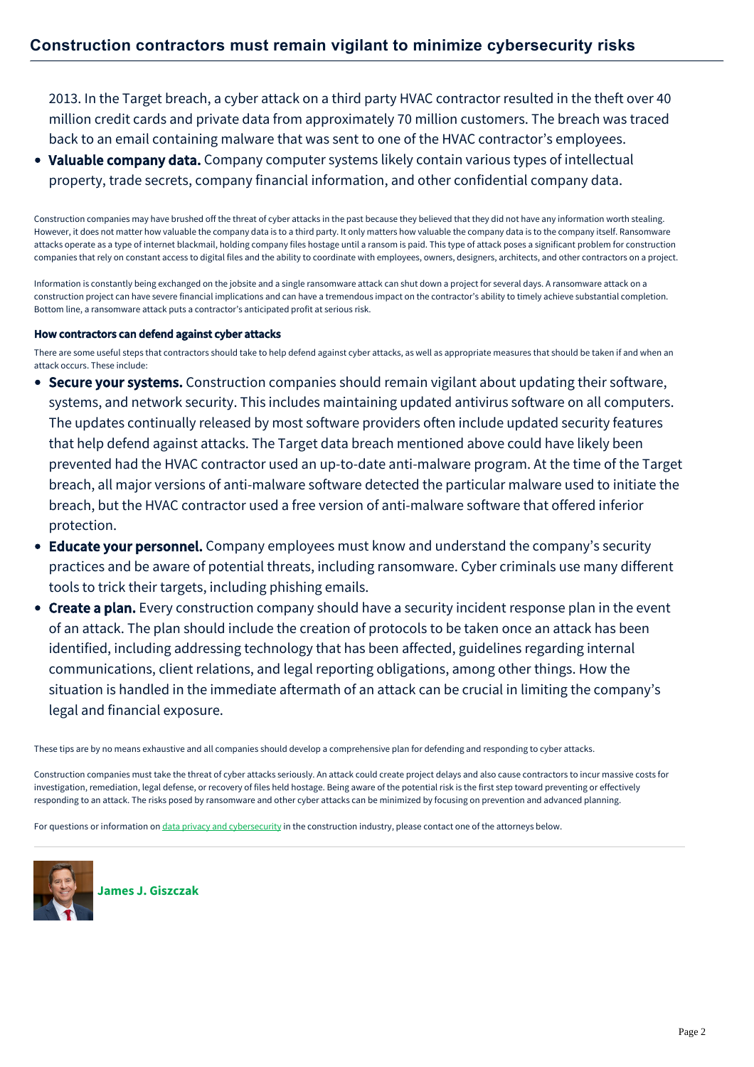2013. In the Target breach, a cyber attack on a third party HVAC contractor resulted in the theft over 40 million credit cards and private data from approximately 70 million customers. The breach was traced back to an email containing malware that was sent to one of the HVAC contractor's employees.

- **Valuable company data.** Company computer systems likely contain various types of intellectual property, trade secrets, company financial information, and other confidential company data.

Construction companies may have brushed off the threat of cyber attacks in the past because they believed that they did not have any information worth stealing. However, it does not matter how valuable the company data is to a third party. It only matters how valuable the company data is to the company itself. Ransomware attacks operate as a type of internet blackmail, holding company files hostage until a ransom is paid. This type of attack poses a significant problem for construction companies that rely on constant access to digital files and the ability to coordinate with employees, owners, designers, architects, and other contractors on a project.

Information is constantly being exchanged on the jobsite and a single ransomware attack can shut down a project for several days. A ransomware attack on a construction project can have severe financial implications and can have a tremendous impact on the contractor's ability to timely achieve substantial completion. Bottom line, a ransomware attack puts a contractor's anticipated profit at serious risk.

### How contractors can defend against cyber attacks

There are some useful steps that contractors should take to help defend against cyber attacks, as well as appropriate measures that should be taken if and when an attack occurs. These include:

- **Secure your systems.** Construction companies should remain vigilant about updating their software, systems, and network security. This includes maintaining updated antivirus software on all computers. The updates continually released by most software providers often include updated security features that help defend against attacks. The Target data breach mentioned above could have likely been prevented had the HVAC contractor used an up-to-date anti-malware program. At the time of the Target breach, all major versions of anti-malware software detected the particular malware used to initiate the breach, but the HVAC contractor used a free version of anti-malware software that offered inferior protection.
- **Educate your personnel.** Company employees must know and understand the company's security practices and be aware of potential threats, including ransomware. Cyber criminals use many different tools to trick their targets, including phishing emails.
- **Create a plan.** Every construction company should have a security incident response plan in the event of an attack. The plan should include the creation of protocols to be taken once an attack has been identified, including addressing technology that has been affected, guidelines regarding internal communications, client relations, and legal reporting obligations, among other things. How the situation is handled in the immediate aftermath of an attack can be crucial in limiting the company's legal and financial exposure.

These tips are by no means exhaustive and all companies should develop a comprehensive plan for defending and responding to cyber attacks.

Construction companies must take the threat of cyber attacks seriously. An attack could create project delays and also cause contractors to incur massive costs for investigation, remediation, legal defense, or recovery of files held hostage. Being aware of the potential risk is the first step toward preventing or effectively responding to an attack. The risks posed by ransomware and other cyber attacks can be minimized by focusing on prevention and advanced planning.

For questions or information on data privacy and cybersecurity in the construction industry, please contact one of the attorneys below.

**James J. Giszczak**